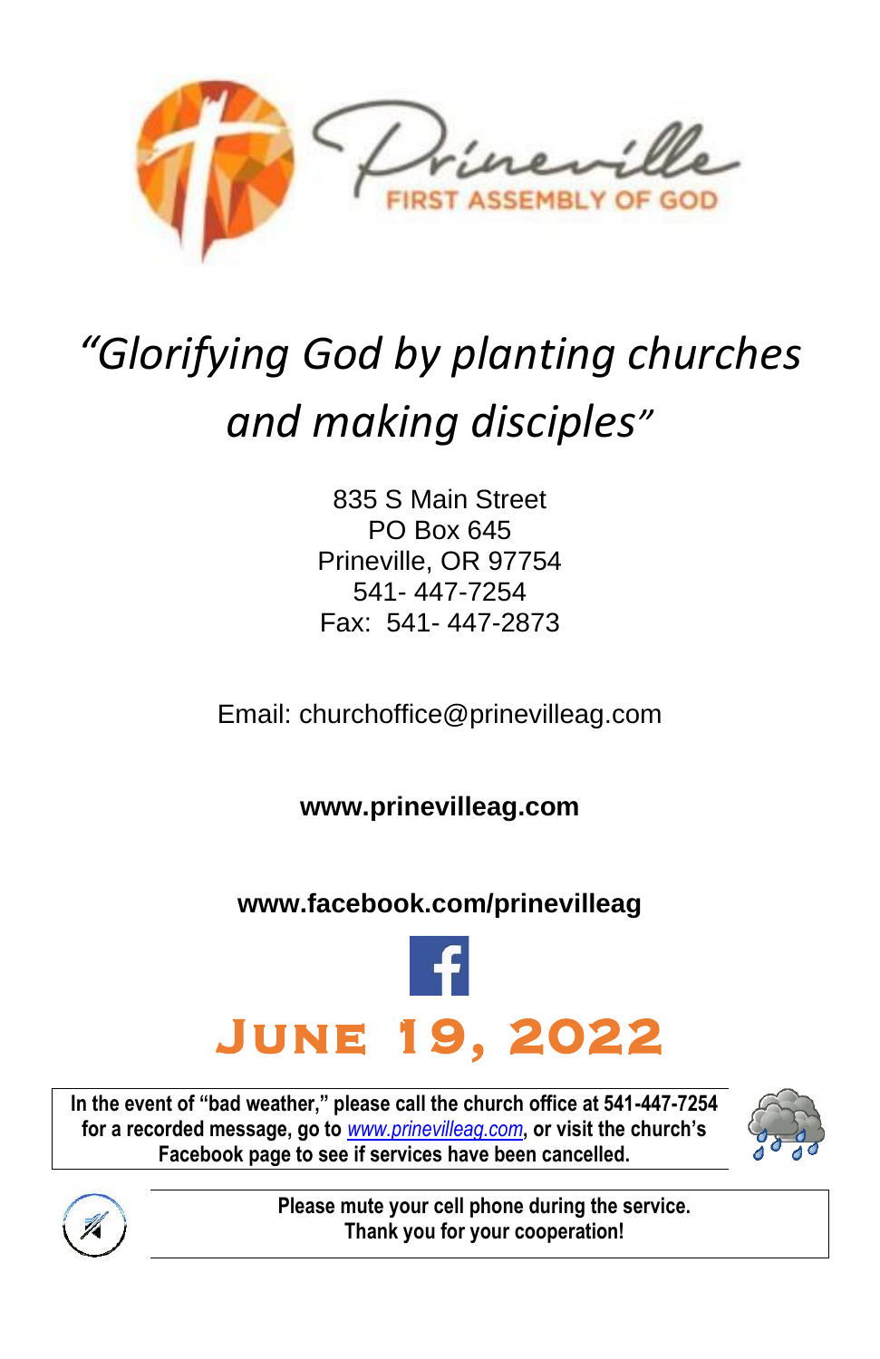Prineville

FIRST ASSEMBLY OF GOD

# *"Glorifying God by planting churches and making disciples"*

835 S Main Street
PO Box 645
Prineville, OR 97754
541- 447-7254
Fax: 541- 447-2873

Email: churchoffice@prinevilleag.com

**www.prinevilleag.com**

**www.facebook.com/prinevilleag**

# June 19, 2022

**In the event of "bad weather," please call the church office at 541-447-7254 for a recorded message, go to [www.prinevilleag.com](www.prinevilleag.com), or visit the church's Facebook page to see if services have been cancelled.**

**Please mute your cell phone during the service.**
**Thank you for your cooperation!**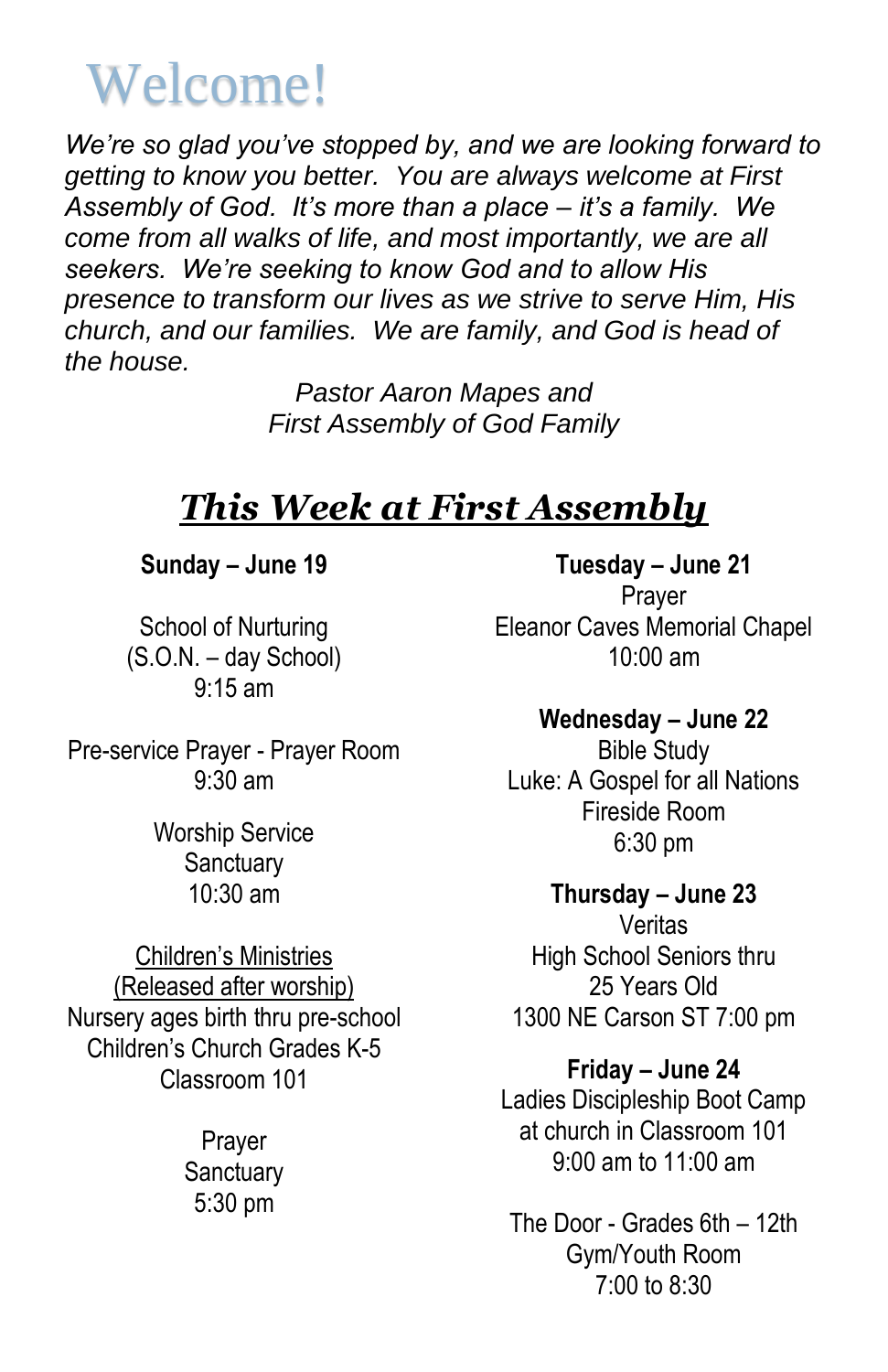# Welcome!

*We're so glad you've stopped by, and we are looking forward to getting to know you better. You are always welcome at First Assembly of God. It's more than a place – it's a family. We come from all walks of life, and most importantly, we are all seekers. We're seeking to know God and to allow His presence to transform our lives as we strive to serve Him, His church, and our families. We are family, and God is head of the house.*

*Pastor Aaron Mapes and*
*First Assembly of God Family*

## ***This Week at First Assembly***

**Sunday – June 19**

School of Nurturing
(S.O.N. – day School)
9:15 am

Pre-service Prayer - Prayer Room
9:30 am

Worship Service
Sanctuary
10:30 am

Children's Ministries
(Released after worship)
Nursery ages birth thru pre-school
Children's Church Grades K-5
Classroom 101

Prayer
Sanctuary
5:30 pm

**Tuesday – June 21**
Prayer
Eleanor Caves Memorial Chapel
10:00 am

**Wednesday – June 22**
Bible Study
Luke: A Gospel for all Nations
Fireside Room
6:30 pm

**Thursday – June 23**
Veritas
High School Seniors thru
25 Years Old
1300 NE Carson ST 7:00 pm

**Friday – June 24**
Ladies Discipleship Boot Camp
at church in Classroom 101
9:00 am to 11:00 am

The Door - Grades 6th – 12th
Gym/Youth Room
7:00 to 8:30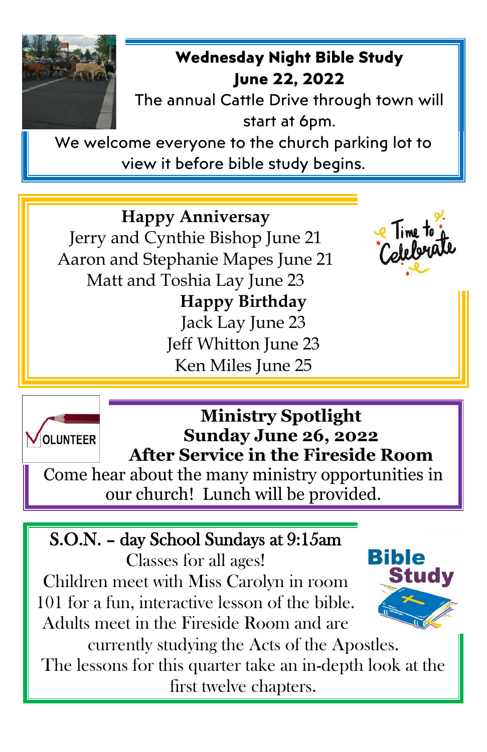**Wednesday Night Bible Study**
**June 22, 2022**

The annual Cattle Drive through town will start at 6pm.
We welcome everyone to the church parking lot to view it before bible study begins.

**Happy Anniversay**

Jerry and Cynthie Bishop June 21
Aaron and Stephanie Mapes June 21
Matt and Toshia Lay June 23

**Happy Birthday**

Jack Lay June 23
Jeff Whitton June 23
Ken Miles June 25

**Ministry Spotlight**
**Sunday June 26, 2022**
**After Service in the Fireside Room**

Come hear about the many ministry opportunities in our church! Lunch will be provided.

S.O.N. – day School Sundays at 9:15am

Classes for all ages!
Children meet with Miss Carolyn in room 101 for a fun, interactive lesson of the bible.
Adults meet in the Fireside Room and are currently studying the Acts of the Apostles.
The lessons for this quarter take an in-depth look at the first twelve chapters.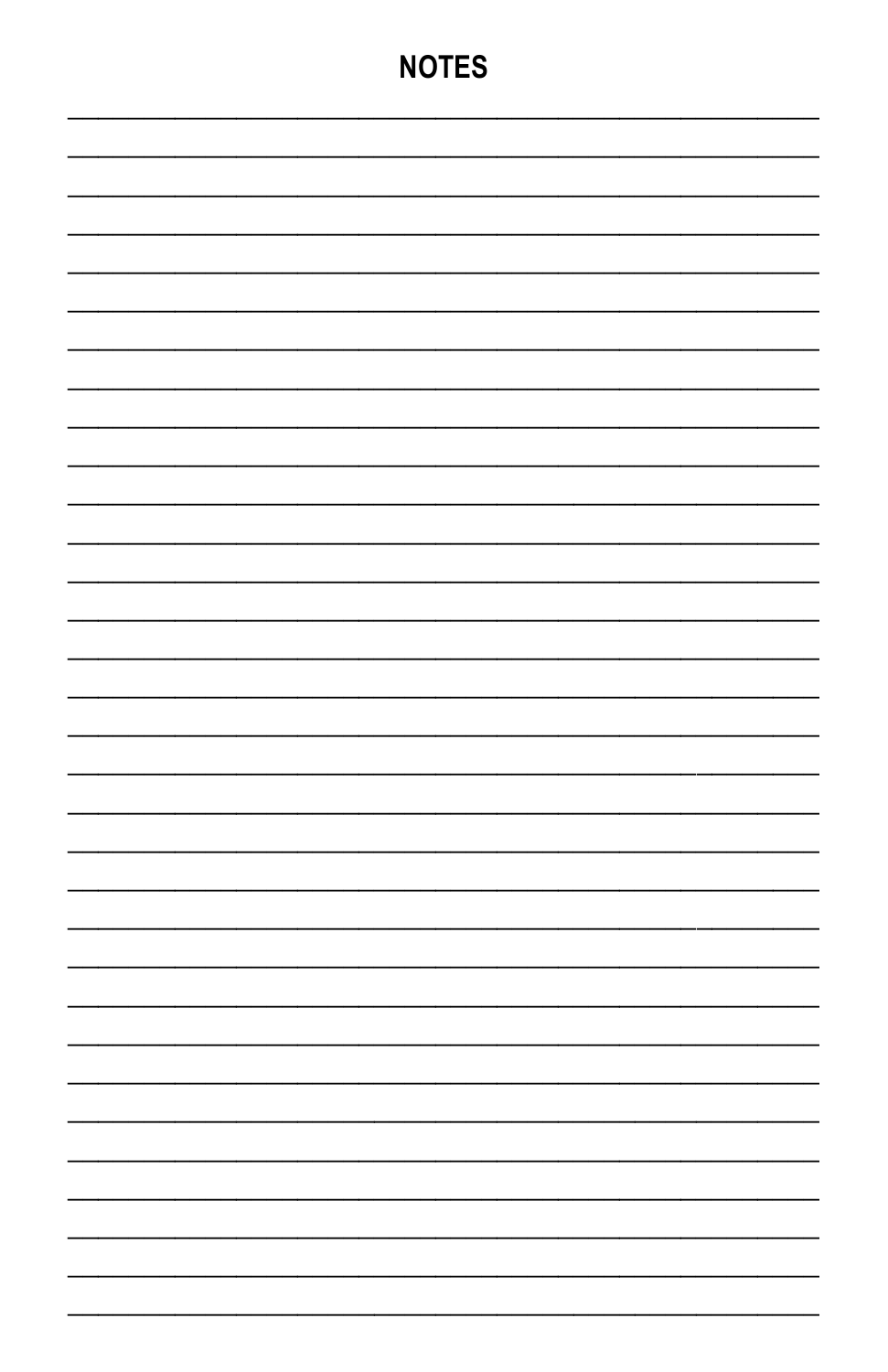# NOTES